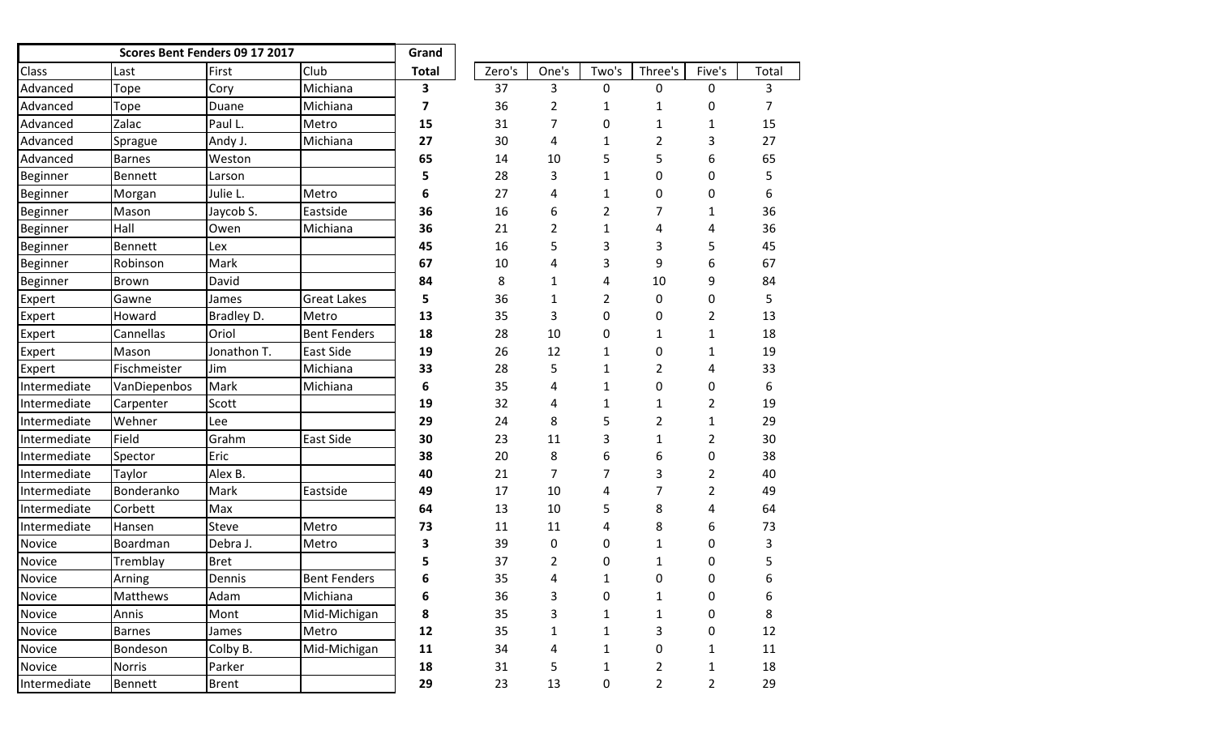| Scores Bent Fenders 09 17 2017 | | | | Grand | | | | | | |
|---|---|---|---|---|---|---|---|---|---|---|
| Class | Last | First | Club | Total | Zero's | One's | Two's | Three's | Five's | Total |
| Advanced | Tope | Cory | Michiana | **3** | 37 | 3 | 0 | 0 | 0 | 3 |
| Advanced | Tope | Duane | Michiana | **7** | 36 | 2 | 1 | 1 | 0 | 7 |
| Advanced | Zalac | Paul L. | Metro | **15** | 31 | 7 | 0 | 1 | 1 | 15 |
| Advanced | Sprague | Andy J. | Michiana | **27** | 30 | 4 | 1 | 2 | 3 | 27 |
| Advanced | Barnes | Weston | | **65** | 14 | 10 | 5 | 5 | 6 | 65 |
| Beginner | Bennett | Larson | | **5** | 28 | 3 | 1 | 0 | 0 | 5 |
| Beginner | Morgan | Julie L. | Metro | **6** | 27 | 4 | 1 | 0 | 0 | 6 |
| Beginner | Mason | Jaycob S. | Eastside | **36** | 16 | 6 | 2 | 7 | 1 | 36 |
| Beginner | Hall | Owen | Michiana | **36** | 21 | 2 | 1 | 4 | 4 | 36 |
| Beginner | Bennett | Lex | | **45** | 16 | 5 | 3 | 3 | 5 | 45 |
| Beginner | Robinson | Mark | | **67** | 10 | 4 | 3 | 9 | 6 | 67 |
| Beginner | Brown | David | | **84** | 8 | 1 | 4 | 10 | 9 | 84 |
| Expert | Gawne | James | Great Lakes | **5** | 36 | 1 | 2 | 0 | 0 | 5 |
| Expert | Howard | Bradley D. | Metro | **13** | 35 | 3 | 0 | 0 | 2 | 13 |
| Expert | Cannellas | Oriol | Bent Fenders | **18** | 28 | 10 | 0 | 1 | 1 | 18 |
| Expert | Mason | Jonathon T. | East Side | **19** | 26 | 12 | 1 | 0 | 1 | 19 |
| Expert | Fischmeister | Jim | Michiana | **33** | 28 | 5 | 1 | 2 | 4 | 33 |
| Intermediate | VanDiepenbos | Mark | Michiana | **6** | 35 | 4 | 1 | 0 | 0 | 6 |
| Intermediate | Carpenter | Scott | | **19** | 32 | 4 | 1 | 1 | 2 | 19 |
| Intermediate | Wehner | Lee | | **29** | 24 | 8 | 5 | 2 | 1 | 29 |
| Intermediate | Field | Grahm | East Side | **30** | 23 | 11 | 3 | 1 | 2 | 30 |
| Intermediate | Spector | Eric | | **38** | 20 | 8 | 6 | 6 | 0 | 38 |
| Intermediate | Taylor | Alex B. | | **40** | 21 | 7 | 7 | 3 | 2 | 40 |
| Intermediate | Bonderanko | Mark | Eastside | **49** | 17 | 10 | 4 | 7 | 2 | 49 |
| Intermediate | Corbett | Max | | **64** | 13 | 10 | 5 | 8 | 4 | 64 |
| Intermediate | Hansen | Steve | Metro | **73** | 11 | 11 | 4 | 8 | 6 | 73 |
| Novice | Boardman | Debra J. | Metro | **3** | 39 | 0 | 0 | 1 | 0 | 3 |
| Novice | Tremblay | Bret | | **5** | 37 | 2 | 0 | 1 | 0 | 5 |
| Novice | Arning | Dennis | Bent Fenders | **6** | 35 | 4 | 1 | 0 | 0 | 6 |
| Novice | Matthews | Adam | Michiana | **6** | 36 | 3 | 0 | 1 | 0 | 6 |
| Novice | Annis | Mont | Mid-Michigan | **8** | 35 | 3 | 1 | 1 | 0 | 8 |
| Novice | Barnes | James | Metro | **12** | 35 | 1 | 1 | 3 | 0 | 12 |
| Novice | Bondeson | Colby B. | Mid-Michigan | **11** | 34 | 4 | 1 | 0 | 1 | 11 |
| Novice | Norris | Parker | | **18** | 31 | 5 | 1 | 2 | 1 | 18 |
| Intermediate | Bennett | Brent | | **29** | 23 | 13 | 0 | 2 | 2 | 29 |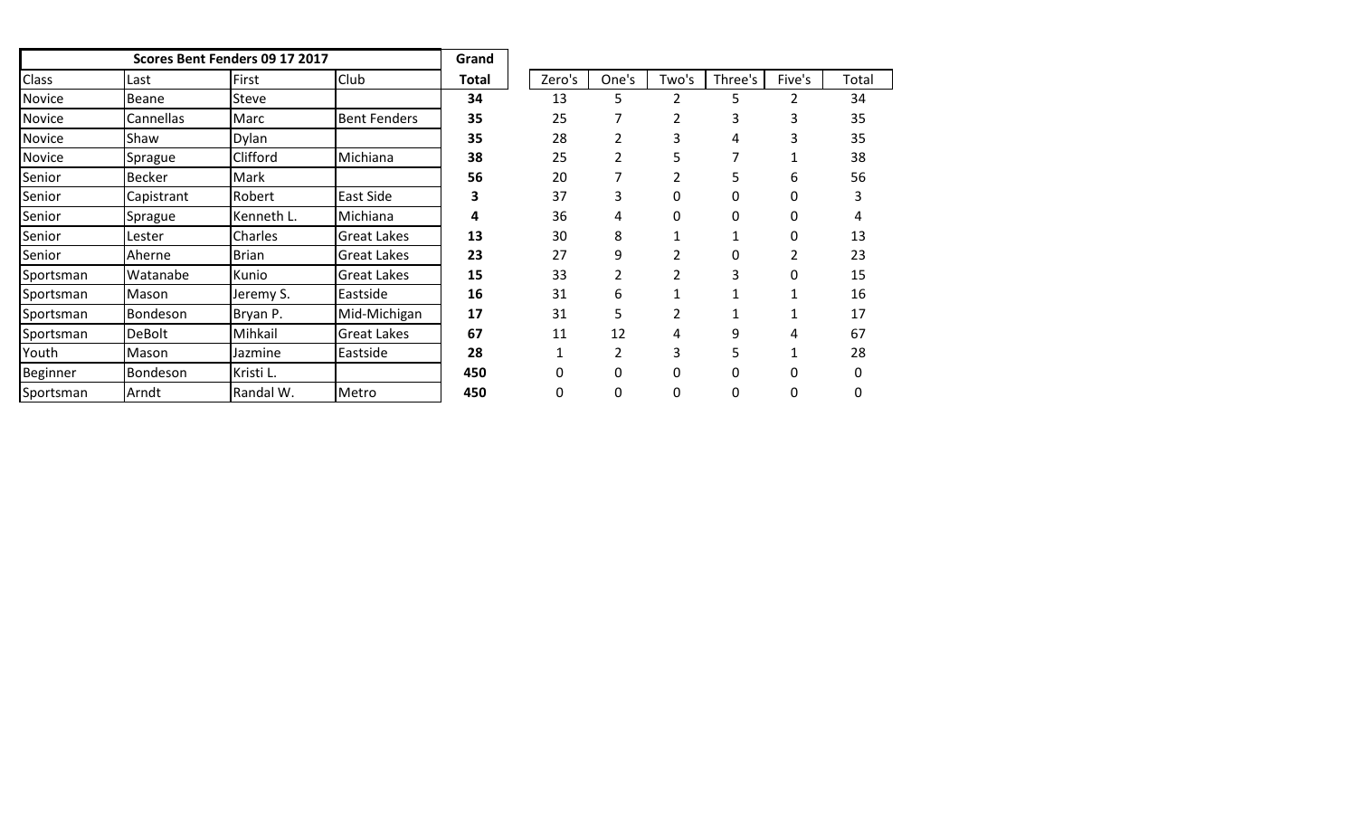| Scores Bent Fenders 09 17 2017 | | | | Grand | | | | | | |
|---|---|---|---|---|---|---|---|---|---|---|
| Class | Last | First | Club | **Total** | Zero's | One's | Two's | Three's | Five's | Total |
| Novice | Beane | Steve | | **34** | 13 | 5 | 2 | 5 | 2 | 34 |
| Novice | Cannellas | Marc | Bent Fenders | **35** | 25 | 7 | 2 | 3 | 3 | 35 |
| Novice | Shaw | Dylan | | **35** | 28 | 2 | 3 | 4 | 3 | 35 |
| Novice | Sprague | Clifford | Michiana | **38** | 25 | 2 | 5 | 7 | 1 | 38 |
| Senior | Becker | Mark | | **56** | 20 | 7 | 2 | 5 | 6 | 56 |
| Senior | Capistrant | Robert | East Side | **3** | 37 | 3 | 0 | 0 | 0 | 3 |
| Senior | Sprague | Kenneth L. | Michiana | **4** | 36 | 4 | 0 | 0 | 0 | 4 |
| Senior | Lester | Charles | Great Lakes | **13** | 30 | 8 | 1 | 1 | 0 | 13 |
| Senior | Aherne | Brian | Great Lakes | **23** | 27 | 9 | 2 | 0 | 2 | 23 |
| Sportsman | Watanabe | Kunio | Great Lakes | **15** | 33 | 2 | 2 | 3 | 0 | 15 |
| Sportsman | Mason | Jeremy S. | Eastside | **16** | 31 | 6 | 1 | 1 | 1 | 16 |
| Sportsman | Bondeson | Bryan P. | Mid-Michigan | **17** | 31 | 5 | 2 | 1 | 1 | 17 |
| Sportsman | DeBolt | Mihkail | Great Lakes | **67** | 11 | 12 | 4 | 9 | 4 | 67 |
| Youth | Mason | Jazmine | Eastside | **28** | 1 | 2 | 3 | 5 | 1 | 28 |
| Beginner | Bondeson | Kristi L. | | **450** | 0 | 0 | 0 | 0 | 0 | 0 |
| Sportsman | Arndt | Randal W. | Metro | **450** | 0 | 0 | 0 | 0 | 0 | 0 |